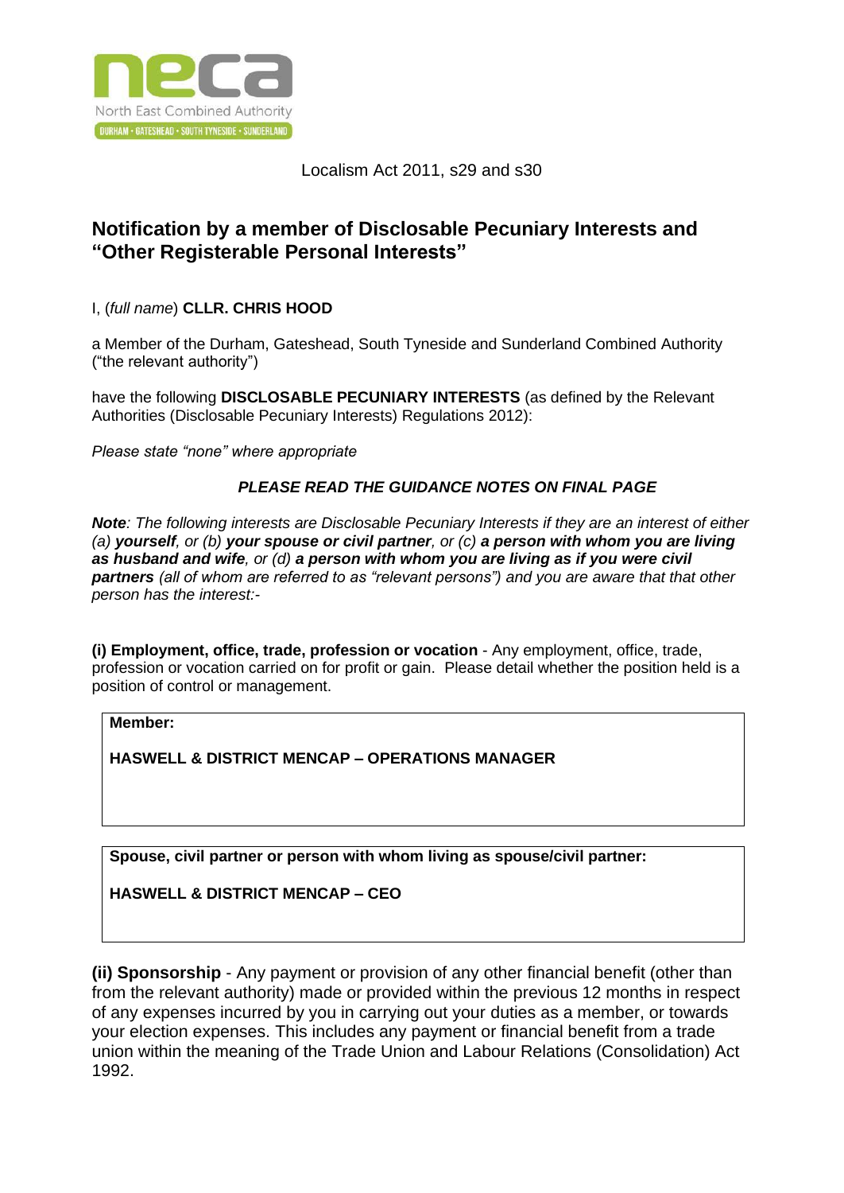neca

North East Combined Authority

DURHAM • GATESHEAD • SOUTH TYNESIDE • SUNDERLAND

Localism Act 2011, s29 and s30

## Notification by a member of Disclosable Pecuniary Interests and "Other Registerable Personal Interests"

I, (*full name*) **CLLR. CHRIS HOOD**

a Member of the Durham, Gateshead, South Tyneside and Sunderland Combined Authority ("the relevant authority")

have the following **DISCLOSABLE PECUNIARY INTERESTS** (as defined by the Relevant Authorities (Disclosable Pecuniary Interests) Regulations 2012):

*Please state "none" where appropriate*

***PLEASE READ THE GUIDANCE NOTES ON FINAL PAGE***

***Note**: The following interests are Disclosable Pecuniary Interests if they are an interest of either (a) **yourself**, or (b) **your spouse or civil partner**, or (c) **a person with whom you are living as husband and wife**, or (d) **a person with whom you are living as if you were civil partners** (all of whom are referred to as "relevant persons") and you are aware that that other person has the interest:-*

**(i) Employment, office, trade, profession or vocation** - Any employment, office, trade, profession or vocation carried on for profit or gain. Please detail whether the position held is a position of control or management.

**Member:**

**HASWELL & DISTRICT MENCAP – OPERATIONS MANAGER**

**Spouse, civil partner or person with whom living as spouse/civil partner:**

**HASWELL & DISTRICT MENCAP – CEO**

**(ii) Sponsorship** - Any payment or provision of any other financial benefit (other than from the relevant authority) made or provided within the previous 12 months in respect of any expenses incurred by you in carrying out your duties as a member, or towards your election expenses. This includes any payment or financial benefit from a trade union within the meaning of the Trade Union and Labour Relations (Consolidation) Act 1992.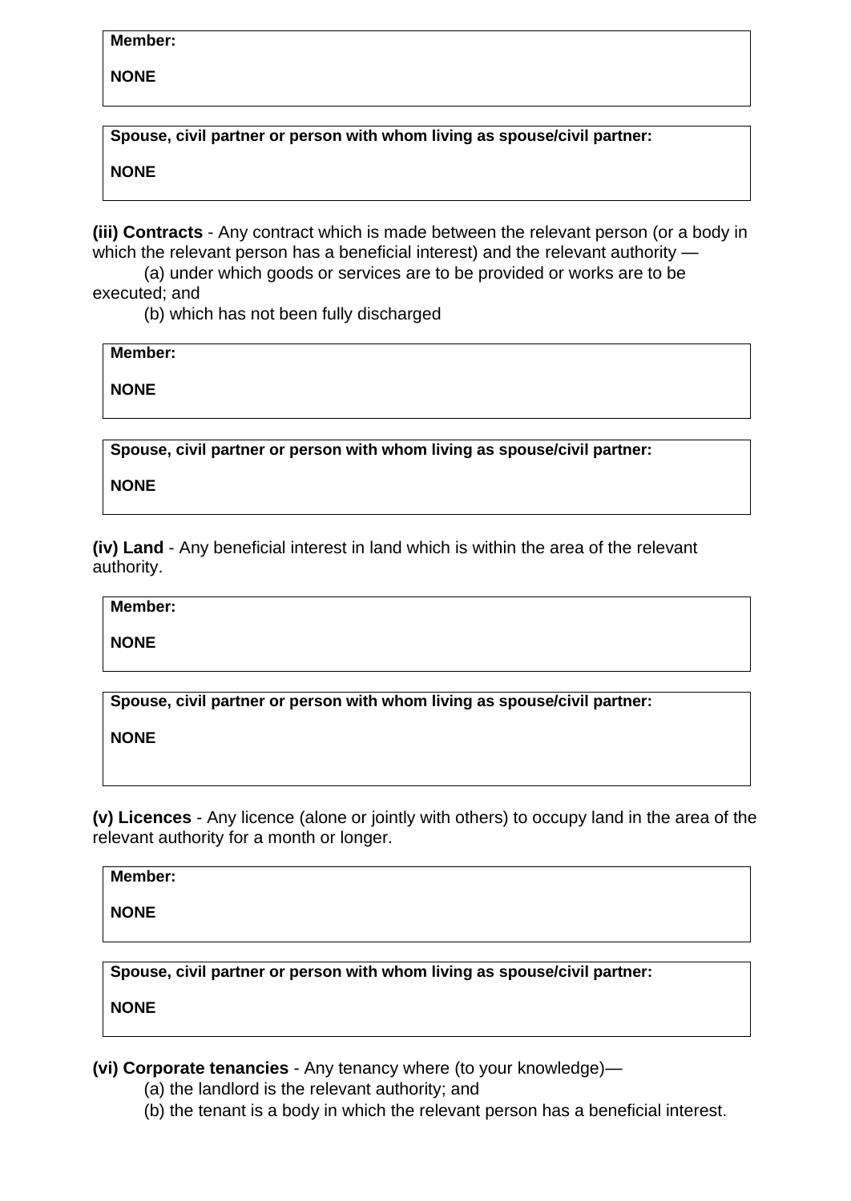**Member:**

**NONE**

**Spouse, civil partner or person with whom living as spouse/civil partner:**

**NONE**

**(iii) Contracts** - Any contract which is made between the relevant person (or a body in which the relevant person has a beneficial interest) and the relevant authority —

(a) under which goods or services are to be provided or works are to be executed; and

(b) which has not been fully discharged

**Member:**

**NONE**

**Spouse, civil partner or person with whom living as spouse/civil partner:**

**NONE**

**(iv) Land** - Any beneficial interest in land which is within the area of the relevant authority.

**Member:**

**NONE**

**Spouse, civil partner or person with whom living as spouse/civil partner:**

**NONE**

**(v) Licences** - Any licence (alone or jointly with others) to occupy land in the area of the relevant authority for a month or longer.

**Member:**

**NONE**

**Spouse, civil partner or person with whom living as spouse/civil partner:**

**NONE**

**(vi) Corporate tenancies** - Any tenancy where (to your knowledge)—

(a) the landlord is the relevant authority; and

(b) the tenant is a body in which the relevant person has a beneficial interest.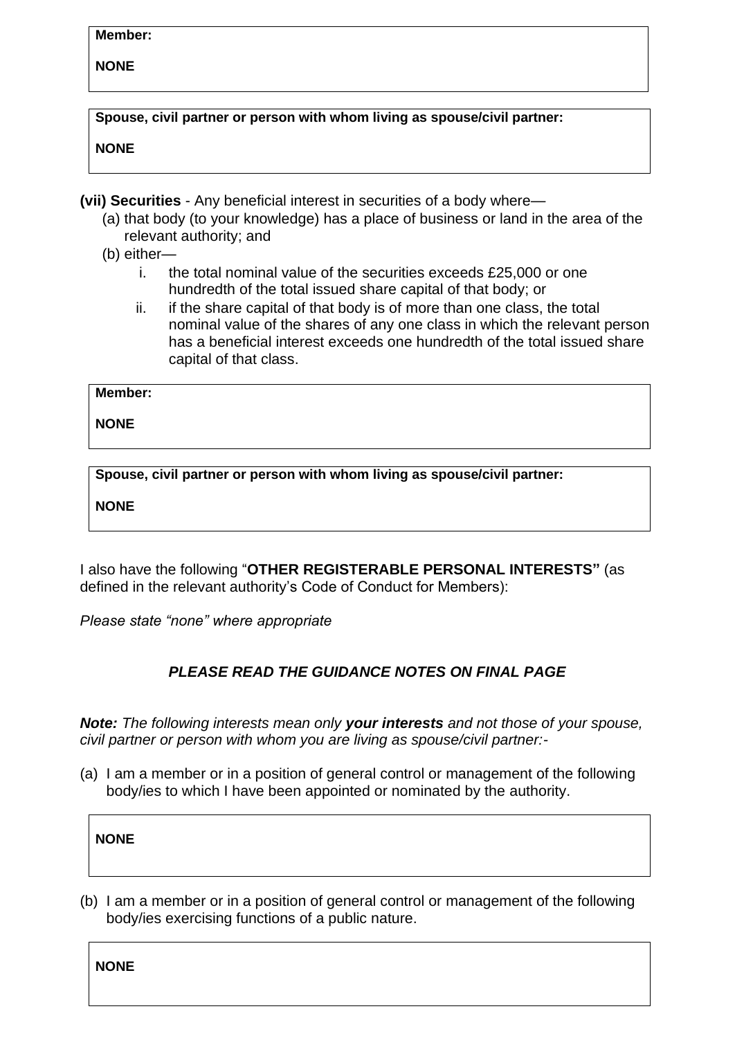**Member:**

**NONE**

**Spouse, civil partner or person with whom living as spouse/civil partner:**

**NONE**

**(vii) Securities** - Any beneficial interest in securities of a body where—

(a) that body (to your knowledge) has a place of business or land in the area of the relevant authority; and

(b) either—

i. the total nominal value of the securities exceeds £25,000 or one hundredth of the total issued share capital of that body; or

ii. if the share capital of that body is of more than one class, the total nominal value of the shares of any one class in which the relevant person has a beneficial interest exceeds one hundredth of the total issued share capital of that class.

**Member:**

**NONE**

**Spouse, civil partner or person with whom living as spouse/civil partner:**

**NONE**

I also have the following "**OTHER REGISTERABLE PERSONAL INTERESTS"** (as defined in the relevant authority's Code of Conduct for Members):

*Please state "none" where appropriate*

***PLEASE READ THE GUIDANCE NOTES ON FINAL PAGE***

***Note:*** *The following interests mean only **your interests** and not those of your spouse, civil partner or person with whom you are living as spouse/civil partner:-*

(a) I am a member or in a position of general control or management of the following body/ies to which I have been appointed or nominated by the authority.

**NONE**

(b) I am a member or in a position of general control or management of the following body/ies exercising functions of a public nature.

**NONE**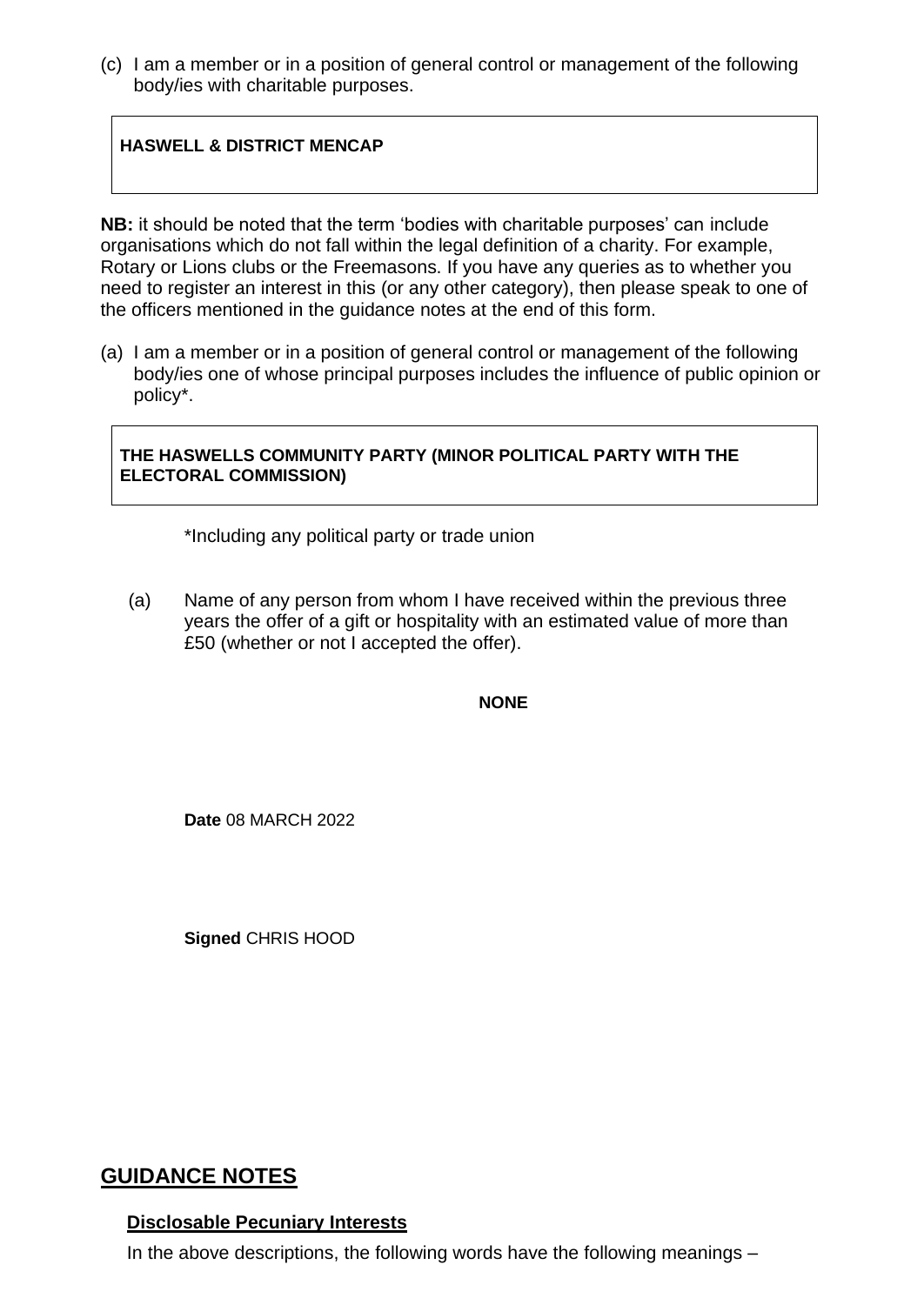(c) I am a member or in a position of general control or management of the following body/ies with charitable purposes.

| **HASWELL & DISTRICT MENCAP** |
|---|

**NB:** it should be noted that the term 'bodies with charitable purposes' can include organisations which do not fall within the legal definition of a charity. For example, Rotary or Lions clubs or the Freemasons. If you have any queries as to whether you need to register an interest in this (or any other category), then please speak to one of the officers mentioned in the guidance notes at the end of this form.

(a) I am a member or in a position of general control or management of the following body/ies one of whose principal purposes includes the influence of public opinion or policy*.

| **THE HASWELLS COMMUNITY PARTY (MINOR POLITICAL PARTY WITH THE ELECTORAL COMMISSION)** |
|---|

*Including any political party or trade union

(a) Name of any person from whom I have received within the previous three years the offer of a gift or hospitality with an estimated value of more than £50 (whether or not I accepted the offer).

**NONE**

**Date** 08 MARCH 2022

**Signed** CHRIS HOOD

## GUIDANCE NOTES

### Disclosable Pecuniary Interests

In the above descriptions, the following words have the following meanings –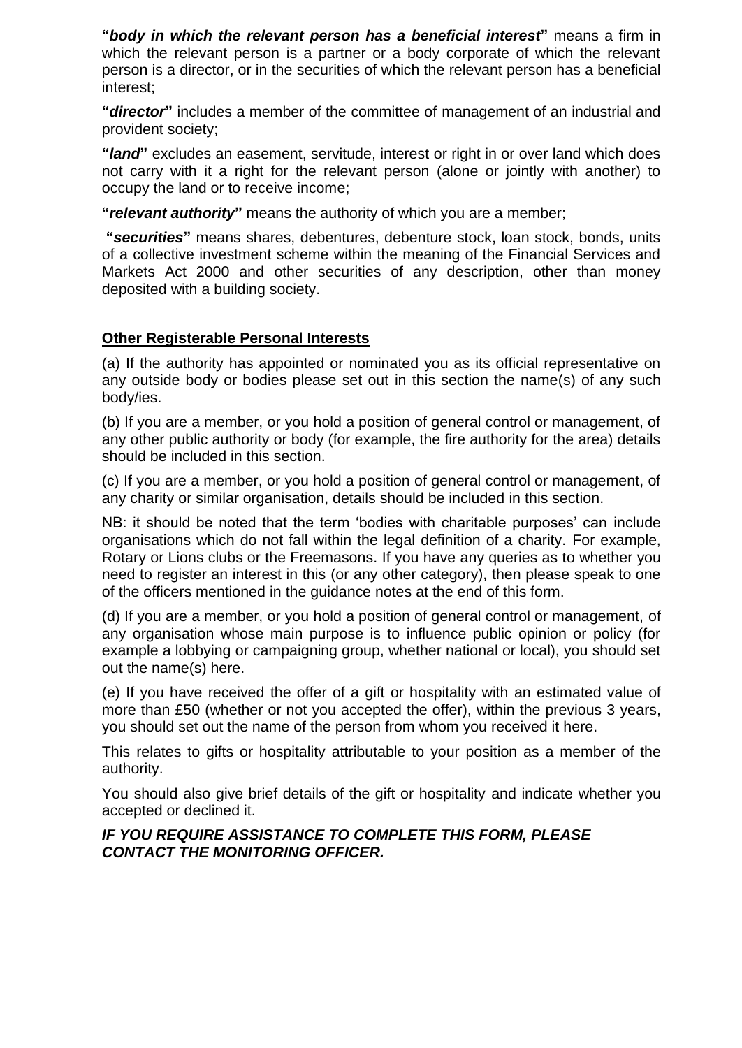**"*body in which the relevant person has a beneficial interest*"** means a firm in which the relevant person is a partner or a body corporate of which the relevant person is a director, or in the securities of which the relevant person has a beneficial interest;

**"*director*"** includes a member of the committee of management of an industrial and provident society;

**"*land*"** excludes an easement, servitude, interest or right in or over land which does not carry with it a right for the relevant person (alone or jointly with another) to occupy the land or to receive income;

**"*relevant authority*"** means the authority of which you are a member;

**"*securities*"** means shares, debentures, debenture stock, loan stock, bonds, units of a collective investment scheme within the meaning of the Financial Services and Markets Act 2000 and other securities of any description, other than money deposited with a building society.

**Other Registerable Personal Interests**

(a) If the authority has appointed or nominated you as its official representative on any outside body or bodies please set out in this section the name(s) of any such body/ies.

(b) If you are a member, or you hold a position of general control or management, of any other public authority or body (for example, the fire authority for the area) details should be included in this section.

(c) If you are a member, or you hold a position of general control or management, of any charity or similar organisation, details should be included in this section.

NB: it should be noted that the term 'bodies with charitable purposes' can include organisations which do not fall within the legal definition of a charity. For example, Rotary or Lions clubs or the Freemasons. If you have any queries as to whether you need to register an interest in this (or any other category), then please speak to one of the officers mentioned in the guidance notes at the end of this form.

(d) If you are a member, or you hold a position of general control or management, of any organisation whose main purpose is to influence public opinion or policy (for example a lobbying or campaigning group, whether national or local), you should set out the name(s) here.

(e) If you have received the offer of a gift or hospitality with an estimated value of more than £50 (whether or not you accepted the offer), within the previous 3 years, you should set out the name of the person from whom you received it here.

This relates to gifts or hospitality attributable to your position as a member of the authority.

You should also give brief details of the gift or hospitality and indicate whether you accepted or declined it.

***IF YOU REQUIRE ASSISTANCE TO COMPLETE THIS FORM, PLEASE CONTACT THE MONITORING OFFICER.***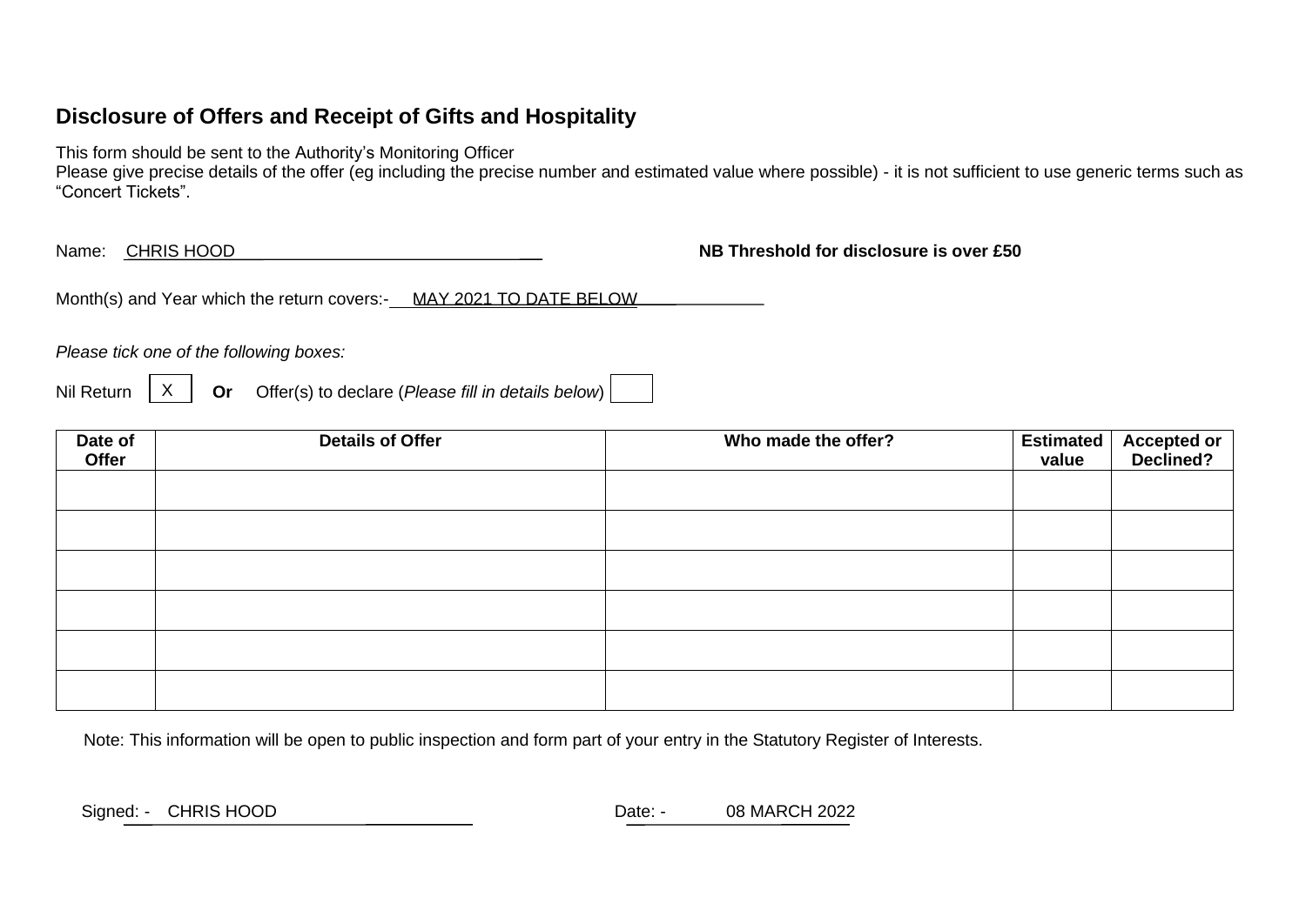## Disclosure of Offers and Receipt of Gifts and Hospitality

This form should be sent to the Authority's Monitoring Officer
Please give precise details of the offer (eg including the precise number and estimated value where possible) - it is not sufficient to use generic terms such as "Concert Tickets".

Name: CHRIS HOOD

**NB Threshold for disclosure is over £50**

Month(s) and Year which the return covers:- MAY 2021 TO DATE BELOW

*Please tick one of the following boxes:*

Nil Return [X] **Or** Offer(s) to declare (*Please fill in details below*) [ ]

| Date of Offer | Details of Offer | Who made the offer? | Estimated value | Accepted or Declined? |
|---|---|---|---|---|
| | | | | |
| | | | | |
| | | | | |
| | | | | |
| | | | | |
| | | | | |

Note: This information will be open to public inspection and form part of your entry in the Statutory Register of Interests.

Signed: - CHRIS HOOD

Date: - 08 MARCH 2022